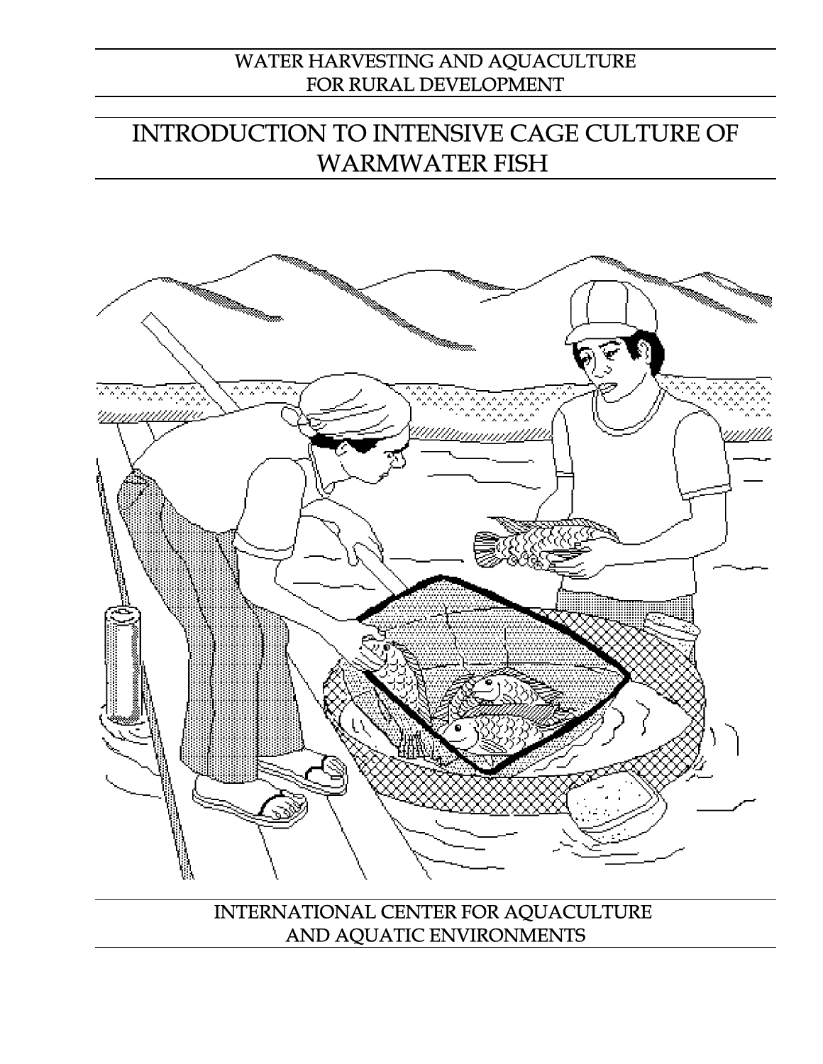WATER HARVESTING AND AQUACULTURE FOR RURAL DEVELOPMENT

# INTRODUCTION TO INTENSIVE CAGE CULTURE OF WARMWATER FISH

INTERNATIONAL CENTER FOR AQUACULTURE AND AQUATIC ENVIRONMENTS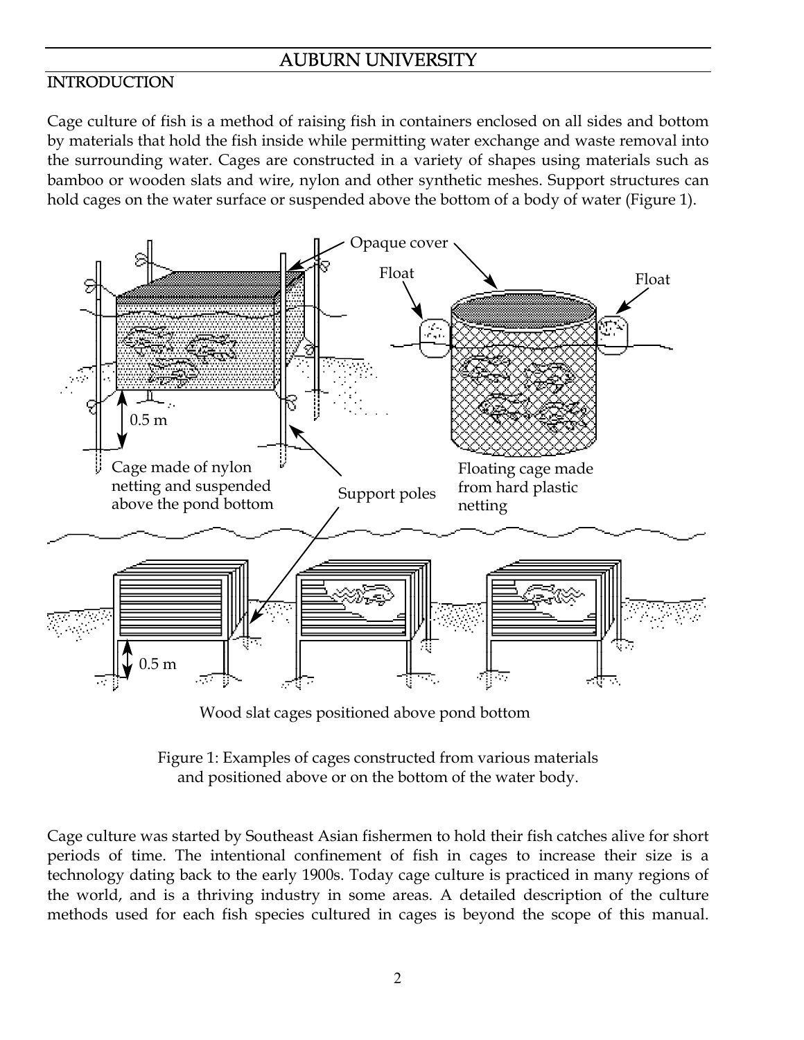## INTRODUCTION

Cage culture of fish is a method of raising fish in containers enclosed on all sides and bottom by materials that hold the fish inside while permitting water exchange and waste removal into the surrounding water. Cages are constructed in a variety of shapes using materials such as bamboo or wooden slats and wire, nylon and other synthetic meshes. Support structures can hold cages on the water surface or suspended above the bottom of a body of water (Figure 1).

Figure 1: Examples of cages constructed from various materials and positioned above or on the bottom of the water body.

Cage culture was started by Southeast Asian fishermen to hold their fish catches alive for short periods of time. The intentional confinement of fish in cages to increase their size is a technology dating back to the early 1900s. Today cage culture is practiced in many regions of the world, and is a thriving industry in some areas. A detailed description of the culture methods used for each fish species cultured in cages is beyond the scope of this manual.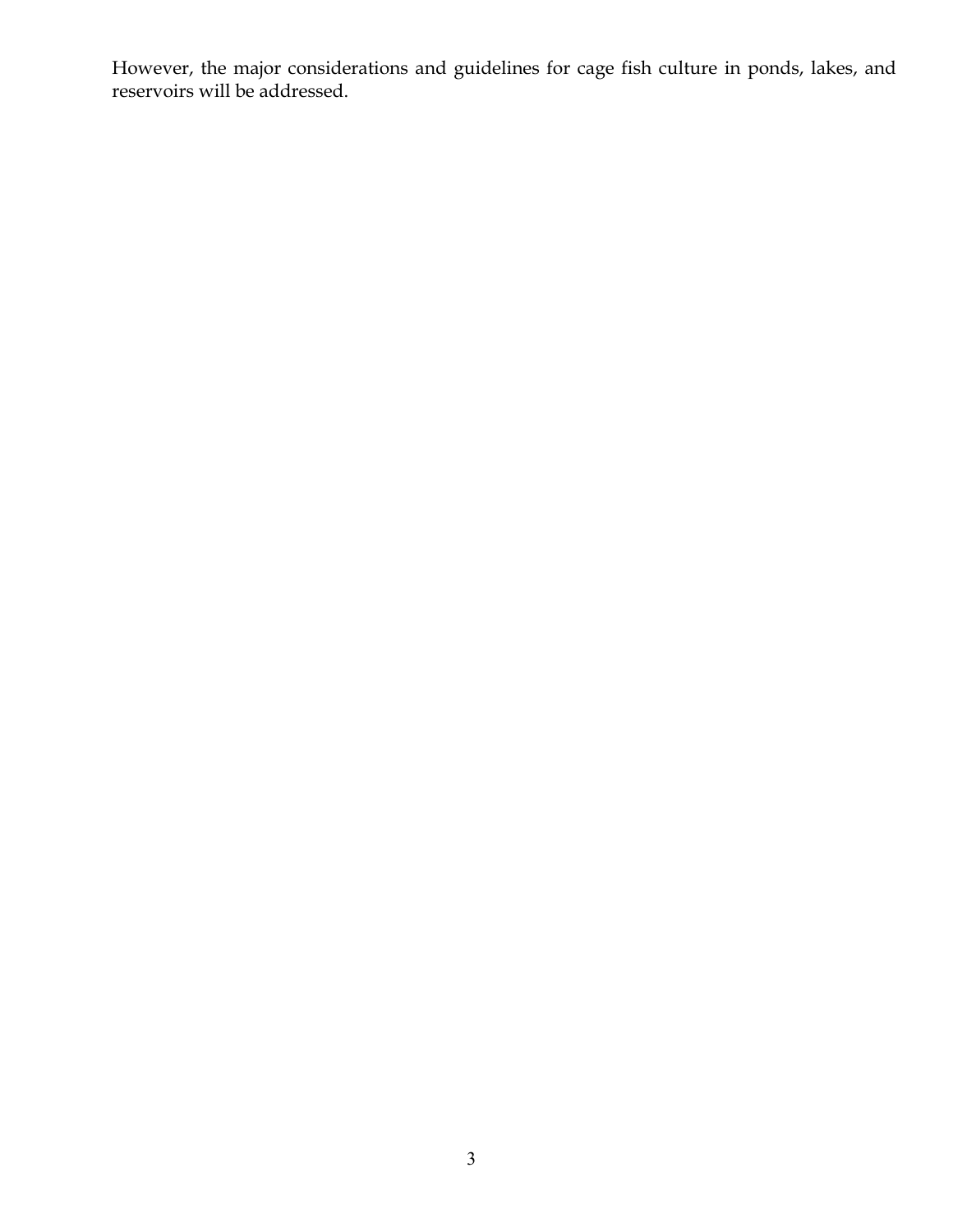However, the major considerations and guidelines for cage fish culture in ponds, lakes, and reservoirs will be addressed.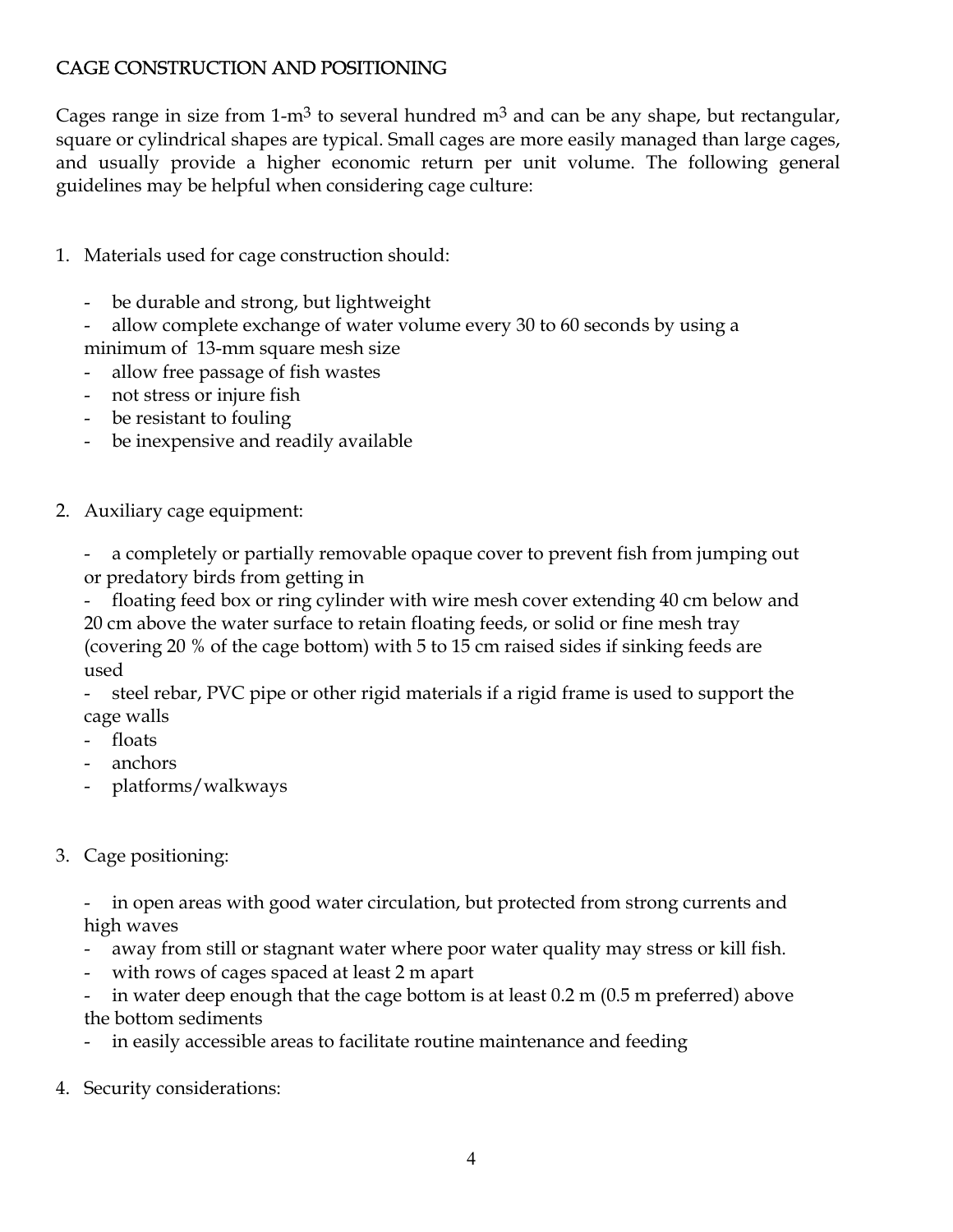## CAGE CONSTRUCTION AND POSITIONING

Cages range in size from 1-$m^3$ to several hundred $m^3$ and can be any shape, but rectangular, square or cylindrical shapes are typical. Small cages are more easily managed than large cages, and usually provide a higher economic return per unit volume. The following general guidelines may be helpful when considering cage culture:

1. Materials used for cage construction should:

   - be durable and strong, but lightweight
   - allow complete exchange of water volume every 30 to 60 seconds by using a minimum of 13-mm square mesh size
   - allow free passage of fish wastes
   - not stress or injure fish
   - be resistant to fouling
   - be inexpensive and readily available

2. Auxiliary cage equipment:

   - a completely or partially removable opaque cover to prevent fish from jumping out or predatory birds from getting in
   - floating feed box or ring cylinder with wire mesh cover extending 40 cm below and 20 cm above the water surface to retain floating feeds, or solid or fine mesh tray (covering 20 % of the cage bottom) with 5 to 15 cm raised sides if sinking feeds are used
   - steel rebar, PVC pipe or other rigid materials if a rigid frame is used to support the cage walls
   - floats
   - anchors
   - platforms/walkways

3. Cage positioning:

   - in open areas with good water circulation, but protected from strong currents and high waves
   - away from still or stagnant water where poor water quality may stress or kill fish.
   - with rows of cages spaced at least 2 m apart
   - in water deep enough that the cage bottom is at least 0.2 m (0.5 m preferred) above the bottom sediments
   - in easily accessible areas to facilitate routine maintenance and feeding

4. Security considerations: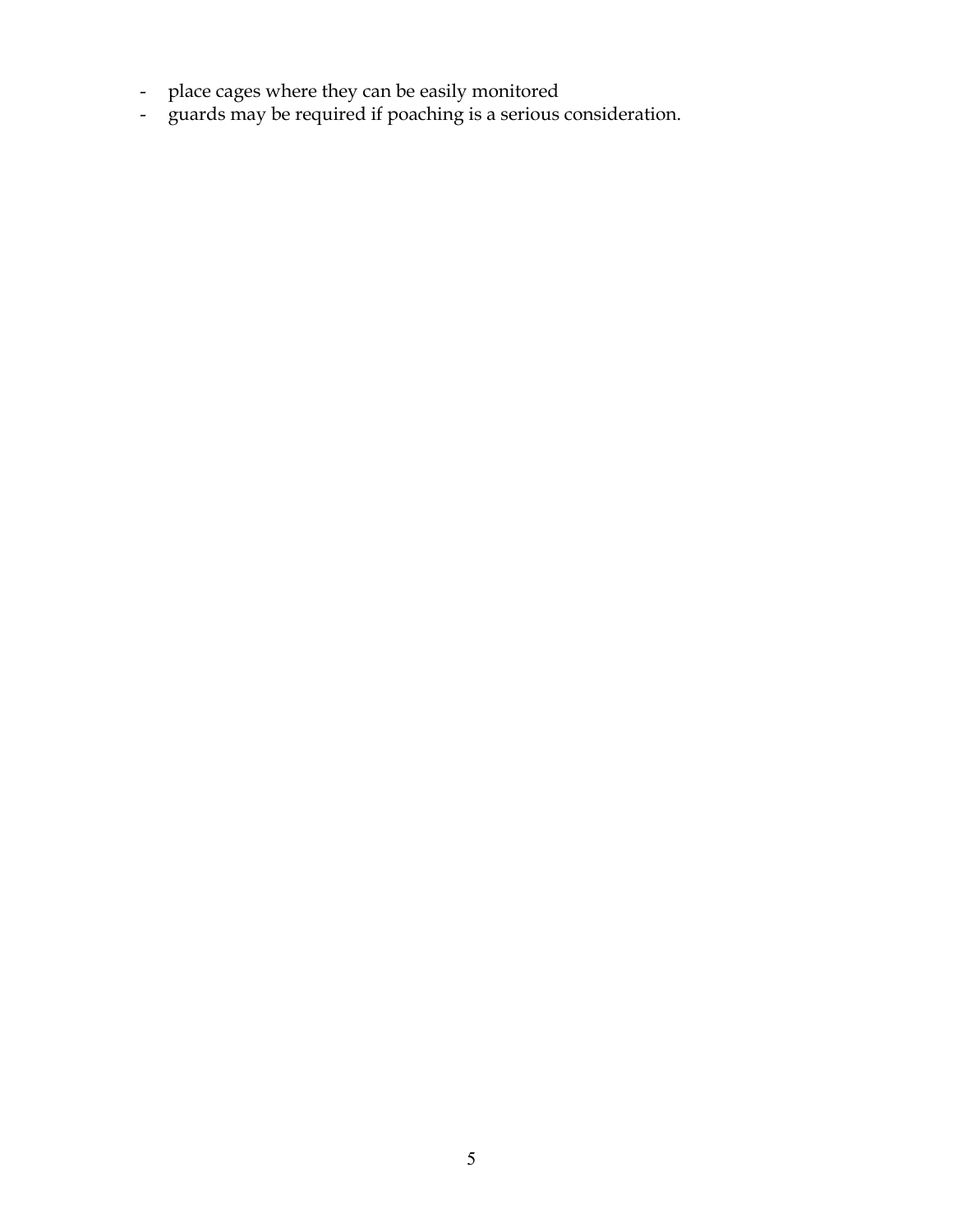- place cages where they can be easily monitored
- guards may be required if poaching is a serious consideration.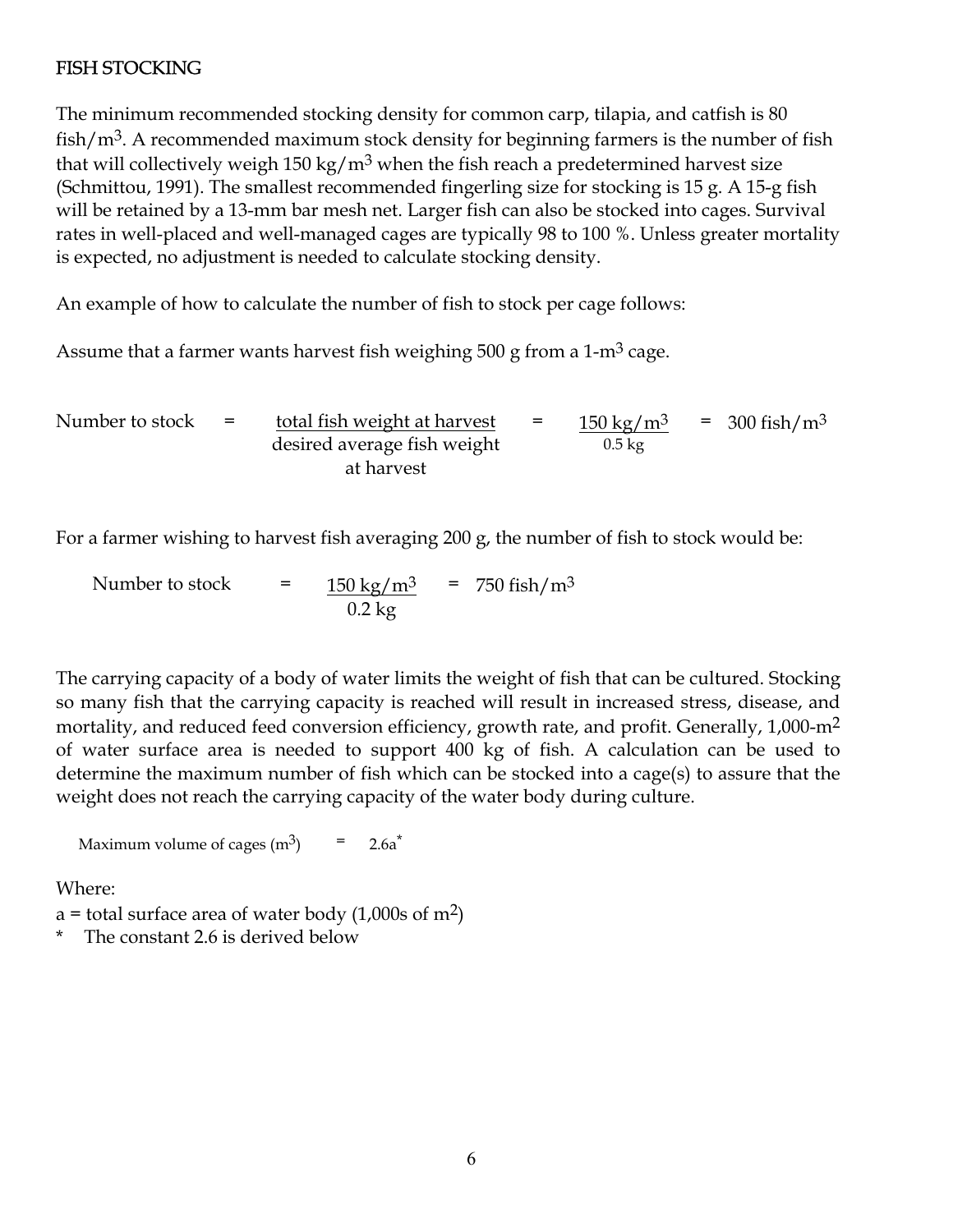## FISH STOCKING

The minimum recommended stocking density for common carp, tilapia, and catfish is 80 fish/$m^3$. A recommended maximum stock density for beginning farmers is the number of fish that will collectively weigh 150 kg/$m^3$ when the fish reach a predetermined harvest size (Schmittou, 1991). The smallest recommended fingerling size for stocking is 15 g. A 15-g fish will be retained by a 13-mm bar mesh net. Larger fish can also be stocked into cages. Survival rates in well-placed and well-managed cages are typically 98 to 100 %. Unless greater mortality is expected, no adjustment is needed to calculate stocking density.

An example of how to calculate the number of fish to stock per cage follows:

Assume that a farmer wants harvest fish weighing 500 g from a 1-$m^3$ cage.

$$\text{Number to stock} = \frac{\text{total fish weight at harvest}}{\text{desired average fish weight at harvest}} = \frac{150\ \text{kg/m}^3}{0.5\ \text{kg}} = 300\ \text{fish/m}^3$$

For a farmer wishing to harvest fish averaging 200 g, the number of fish to stock would be:

$$\text{Number to stock} = \frac{150\ \text{kg/m}^3}{0.2\ \text{kg}} = 750\ \text{fish/m}^3$$

The carrying capacity of a body of water limits the weight of fish that can be cultured. Stocking so many fish that the carrying capacity is reached will result in increased stress, disease, and mortality, and reduced feed conversion efficiency, growth rate, and profit. Generally, 1,000-$m^2$ of water surface area is needed to support 400 kg of fish. A calculation can be used to determine the maximum number of fish which can be stocked into a cage(s) to assure that the weight does not reach the carrying capacity of the water body during culture.

$$\text{Maximum volume of cages (m}^3\text{)} = 2.6a^{*}$$

Where:

a = total surface area of water body (1,000s of $m^2$)

\* The constant 2.6 is derived below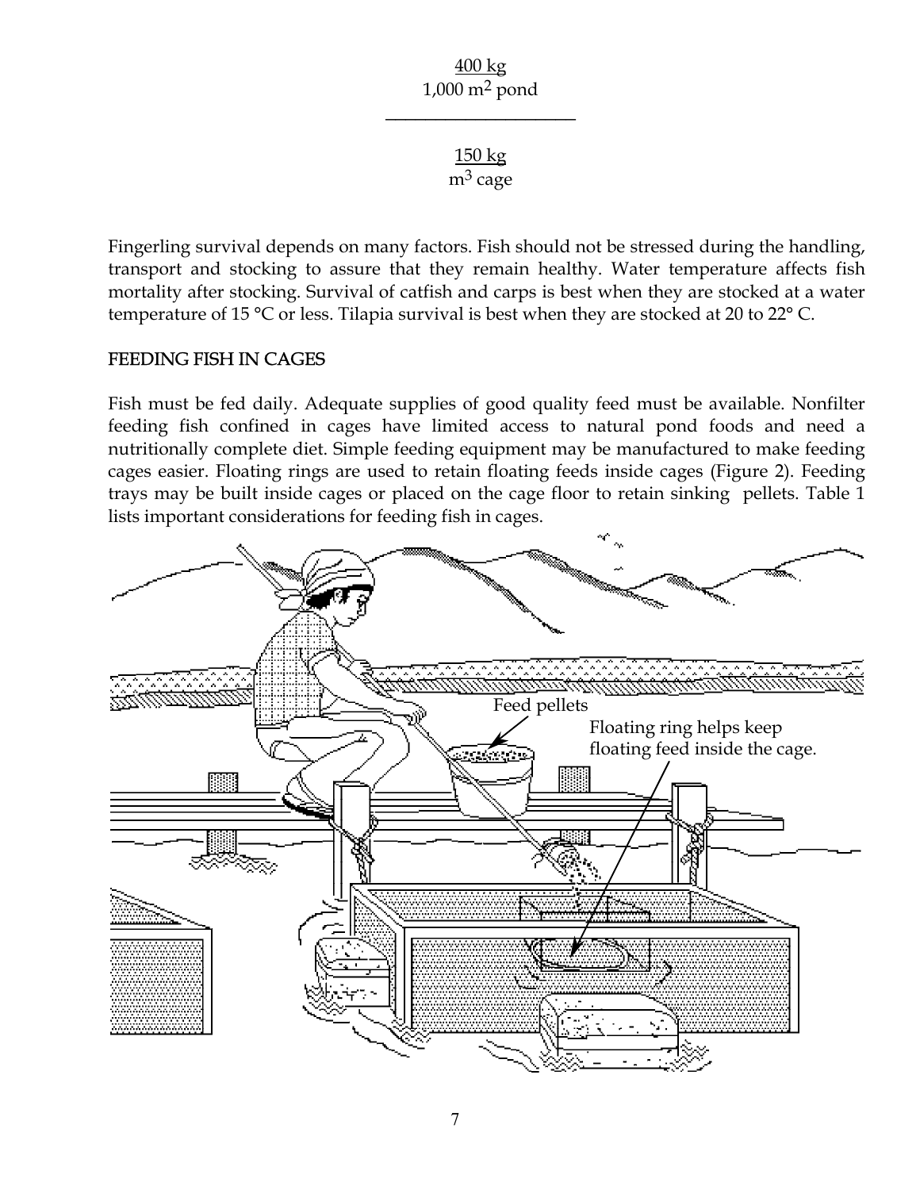400 kg
1,000 $m^2$ pond

---

150 kg
$m^3$ cage

Fingerling survival depends on many factors. Fish should not be stressed during the handling, transport and stocking to assure that they remain healthy. Water temperature affects fish mortality after stocking. Survival of catfish and carps is best when they are stocked at a water temperature of 15 °C or less. Tilapia survival is best when they are stocked at 20 to 22° C.

## FEEDING FISH IN CAGES

Fish must be fed daily. Adequate supplies of good quality feed must be available. Nonfilter feeding fish confined in cages have limited access to natural pond foods and need a nutritionally complete diet. Simple feeding equipment may be manufactured to make feeding cages easier. Floating rings are used to retain floating feeds inside cages (Figure 2). Feeding trays may be built inside cages or placed on the cage floor to retain sinking pellets. Table 1 lists important considerations for feeding fish in cages.

Feed pellets

Floating ring helps keep floating feed inside the cage.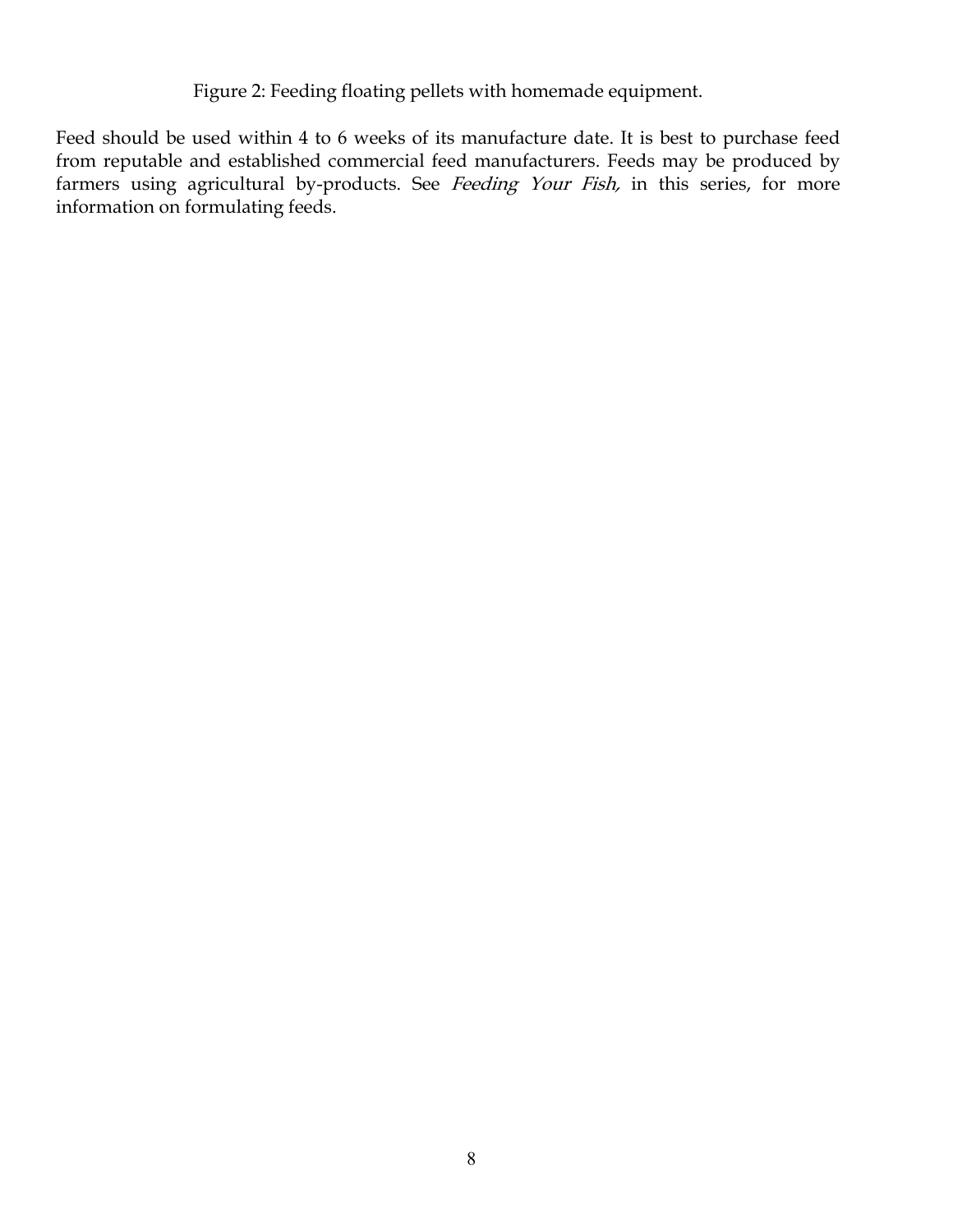Figure 2: Feeding floating pellets with homemade equipment.

Feed should be used within 4 to 6 weeks of its manufacture date. It is best to purchase feed from reputable and established commercial feed manufacturers. Feeds may be produced by farmers using agricultural by-products. See *Feeding Your Fish,* in this series, for more information on formulating feeds.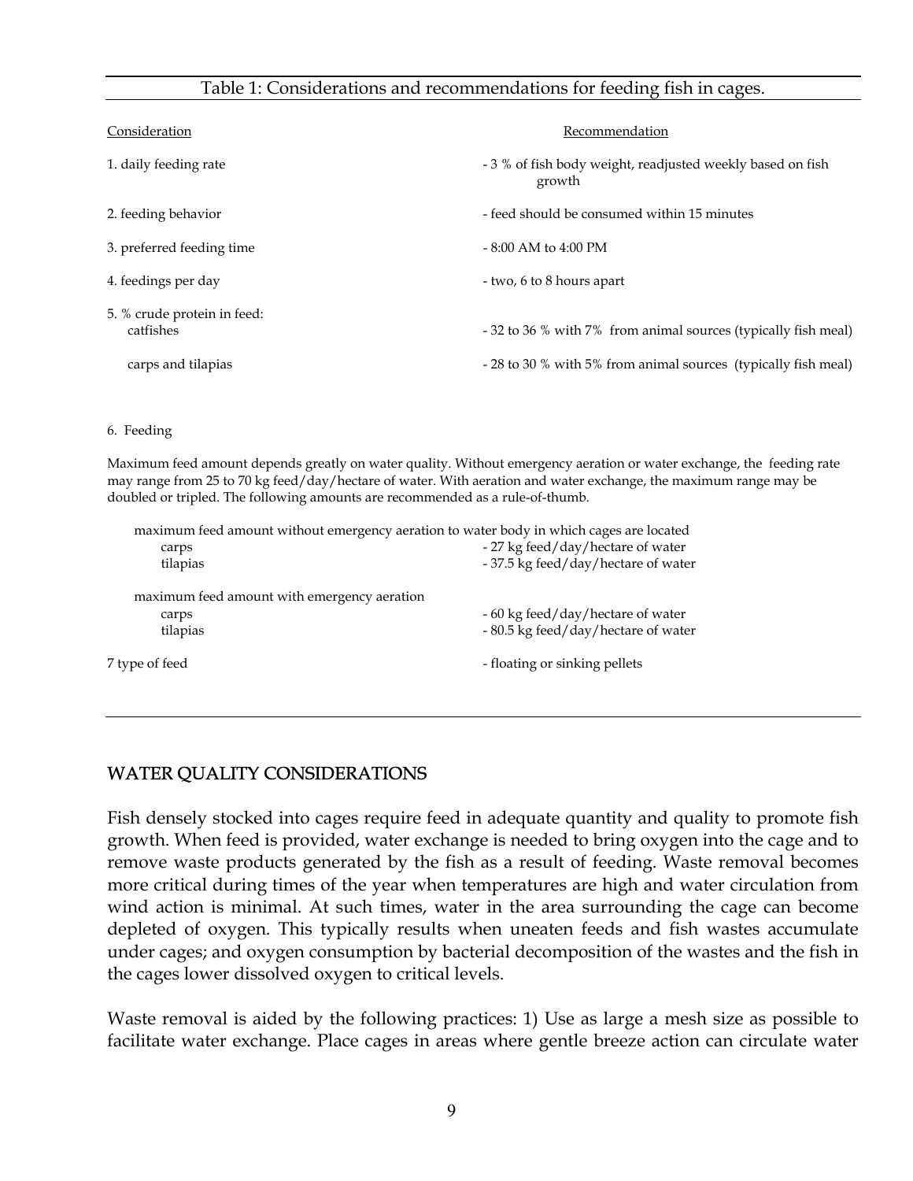Table 1: Considerations and recommendations for feeding fish in cages.

| Consideration | Recommendation |
| --- | --- |
| 1. daily feeding rate | - 3 % of fish body weight, readjusted weekly based on fish growth |
| 2. feeding behavior | - feed should be consumed within 15 minutes |
| 3. preferred feeding time | - 8:00 AM to 4:00 PM |
| 4. feedings per day | - two, 6 to 8 hours apart |
| 5. % crude protein in feed: | |
| catfishes | - 32 to 36 % with 7% from animal sources (typically fish meal) |
| carps and tilapias | - 28 to 30 % with 5% from animal sources (typically fish meal) |

6. Feeding

Maximum feed amount depends greatly on water quality. Without emergency aeration or water exchange, the feeding rate may range from 25 to 70 kg feed/day/hectare of water. With aeration and water exchange, the maximum range may be doubled or tripled. The following amounts are recommended as a rule-of-thumb.

| maximum feed amount without emergency aeration to water body in which cages are located | |
| --- | --- |
| carps | - 27 kg feed/day/hectare of water |
| tilapias | - 37.5 kg feed/day/hectare of water |
| maximum feed amount with emergency aeration | |
| carps | - 60 kg feed/day/hectare of water |
| tilapias | - 80.5 kg feed/day/hectare of water |

| 7 type of feed | - floating or sinking pellets |
| --- | --- |

## WATER QUALITY CONSIDERATIONS

Fish densely stocked into cages require feed in adequate quantity and quality to promote fish growth. When feed is provided, water exchange is needed to bring oxygen into the cage and to remove waste products generated by the fish as a result of feeding. Waste removal becomes more critical during times of the year when temperatures are high and water circulation from wind action is minimal. At such times, water in the area surrounding the cage can become depleted of oxygen. This typically results when uneaten feeds and fish wastes accumulate under cages; and oxygen consumption by bacterial decomposition of the wastes and the fish in the cages lower dissolved oxygen to critical levels.

Waste removal is aided by the following practices: 1) Use as large a mesh size as possible to facilitate water exchange. Place cages in areas where gentle breeze action can circulate water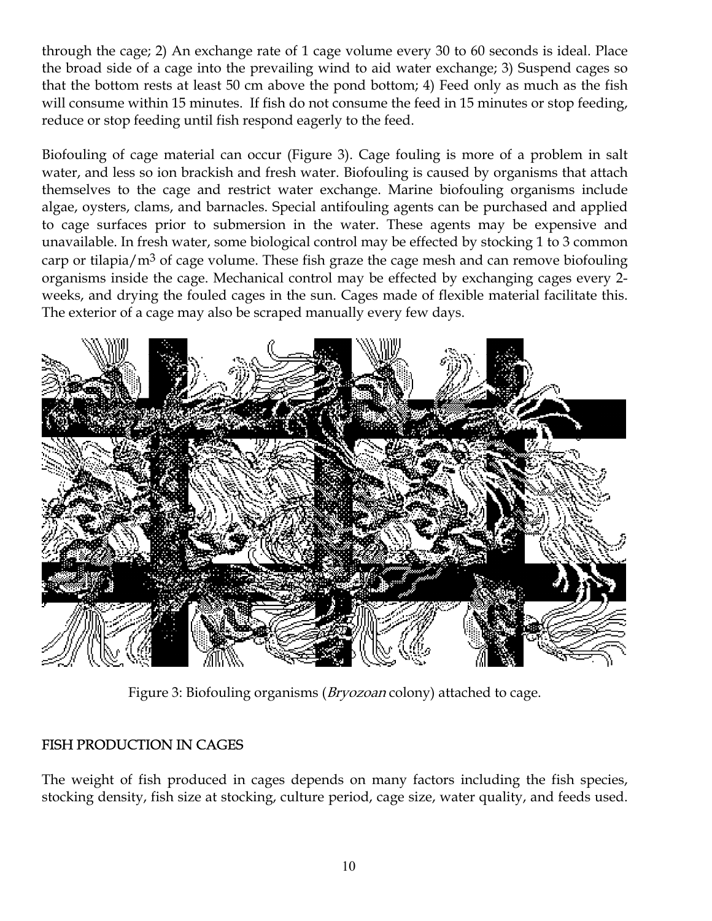through the cage; 2) An exchange rate of 1 cage volume every 30 to 60 seconds is ideal. Place the broad side of a cage into the prevailing wind to aid water exchange; 3) Suspend cages so that the bottom rests at least 50 cm above the pond bottom; 4) Feed only as much as the fish will consume within 15 minutes. If fish do not consume the feed in 15 minutes or stop feeding, reduce or stop feeding until fish respond eagerly to the feed.

Biofouling of cage material can occur (Figure 3). Cage fouling is more of a problem in salt water, and less so ion brackish and fresh water. Biofouling is caused by organisms that attach themselves to the cage and restrict water exchange. Marine biofouling organisms include algae, oysters, clams, and barnacles. Special antifouling agents can be purchased and applied to cage surfaces prior to submersion in the water. These agents may be expensive and unavailable. In fresh water, some biological control may be effected by stocking 1 to 3 common carp or tilapia/$m^3$ of cage volume. These fish graze the cage mesh and can remove biofouling organisms inside the cage. Mechanical control may be effected by exchanging cages every 2-weeks, and drying the fouled cages in the sun. Cages made of flexible material facilitate this. The exterior of a cage may also be scraped manually every few days.

Figure 3: Biofouling organisms (*Bryozoan* colony) attached to cage.

## FISH PRODUCTION IN CAGES

The weight of fish produced in cages depends on many factors including the fish species, stocking density, fish size at stocking, culture period, cage size, water quality, and feeds used.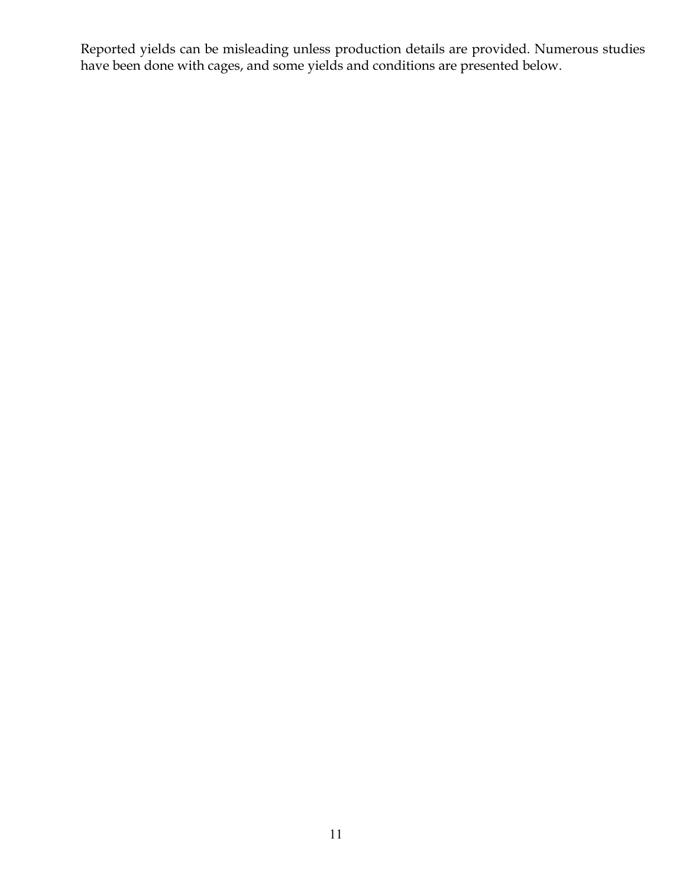Reported yields can be misleading unless production details are provided. Numerous studies have been done with cages, and some yields and conditions are presented below.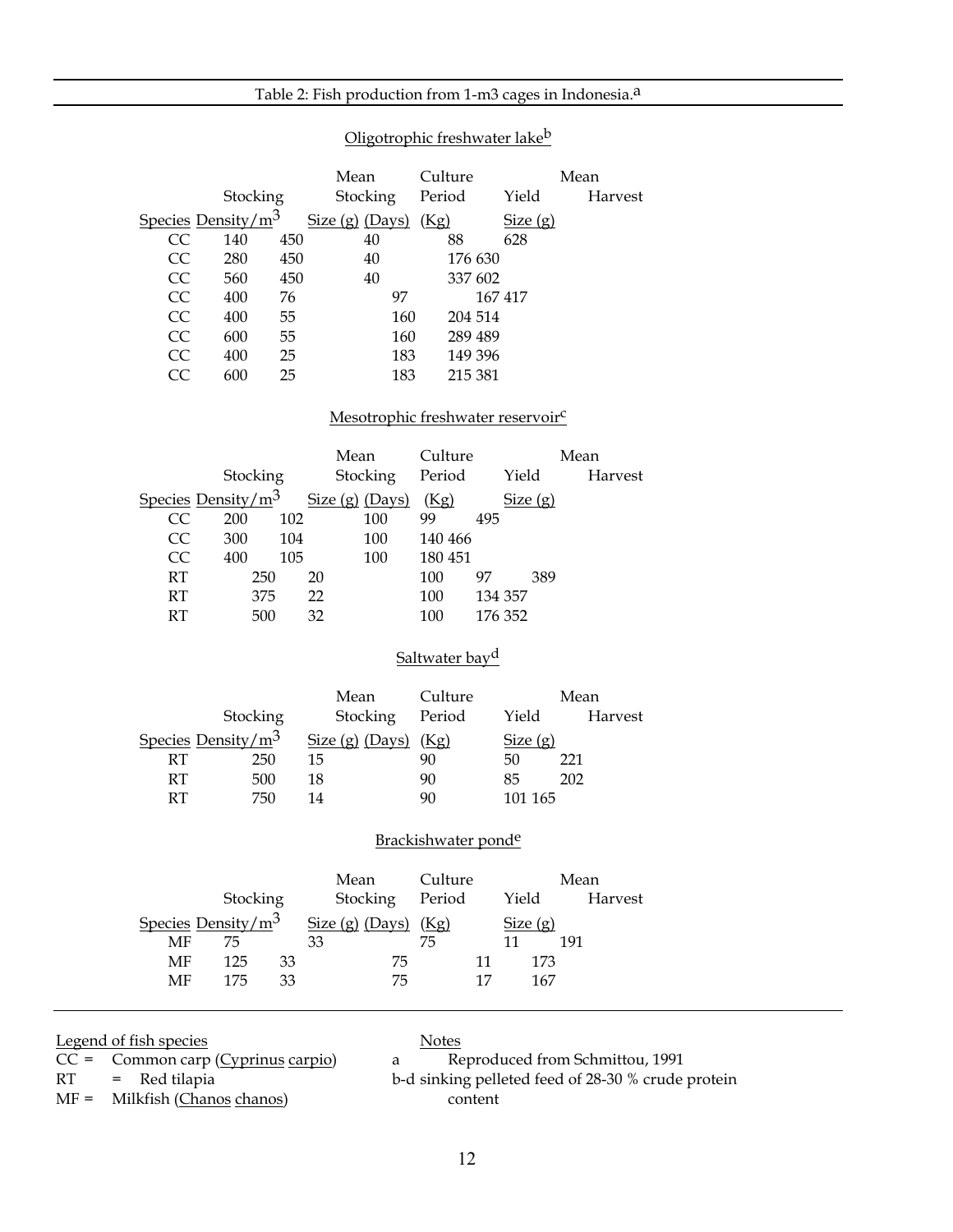Table 2: Fish production from 1-m3 cages in Indonesia.[a]

Oligotrophic freshwater lake[b]

| Species | Stocking Density/$m^3$ | Mean Stocking Size (g) | Culture Period (Days) | Yield (Kg) | Mean Harvest Size (g) |
|---|---|---|---|---|---|
| CC | 140 | 450 | 40 | 88 | 628 |
| CC | 280 | 450 | 40 | 176 | 630 |
| CC | 560 | 450 | 40 | 337 | 602 |
| CC | 400 | 76 | 97 | 167 | 417 |
| CC | 400 | 55 | 160 | 204 | 514 |
| CC | 600 | 55 | 160 | 289 | 489 |
| CC | 400 | 25 | 183 | 149 | 396 |
| CC | 600 | 25 | 183 | 215 | 381 |

Mesotrophic freshwater reservoir[c]

| Species | Stocking Density/$m^3$ | Mean Stocking Size (g) | Culture Period (Days) | Yield (Kg) | Mean Harvest Size (g) |
|---|---|---|---|---|---|
| CC | 200 | 102 | 100 | 99 | 495 |
| CC | 300 | 104 | 100 | 140 | 466 |
| CC | 400 | 105 | 100 | 180 | 451 |
| RT | 250 | 20 | 100 | 97 | 389 |
| RT | 375 | 22 | 100 | 134 | 357 |
| RT | 500 | 32 | 100 | 176 | 352 |

Saltwater bay[d]

| Species | Stocking Density/$m^3$ | Mean Stocking Size (g) | Culture Period (Days) | Yield (Kg) | Mean Harvest Size (g) |
|---|---|---|---|---|---|
| RT | 250 | 15 | 90 | 50 | 221 |
| RT | 500 | 18 | 90 | 85 | 202 |
| RT | 750 | 14 | 90 | 101 | 165 |

Brackishwater pond[e]

| Species | Stocking Density/$m^3$ | Mean Stocking Size (g) | Culture Period (Days) | Yield (Kg) | Mean Harvest Size (g) |
|---|---|---|---|---|---|
| MF | 75 | 33 | 75 | 11 | 191 |
| MF | 125 | 33 | 75 | 11 | 173 |
| MF | 175 | 33 | 75 | 17 | 167 |

Legend of fish species

CC = Common carp (Cyprinus carpio)
RT = Red tilapia
MF = Milkfish (Chanos chanos)

Notes

a Reproduced from Schmittou, 1991
b-d sinking pelleted feed of 28-30 % crude protein content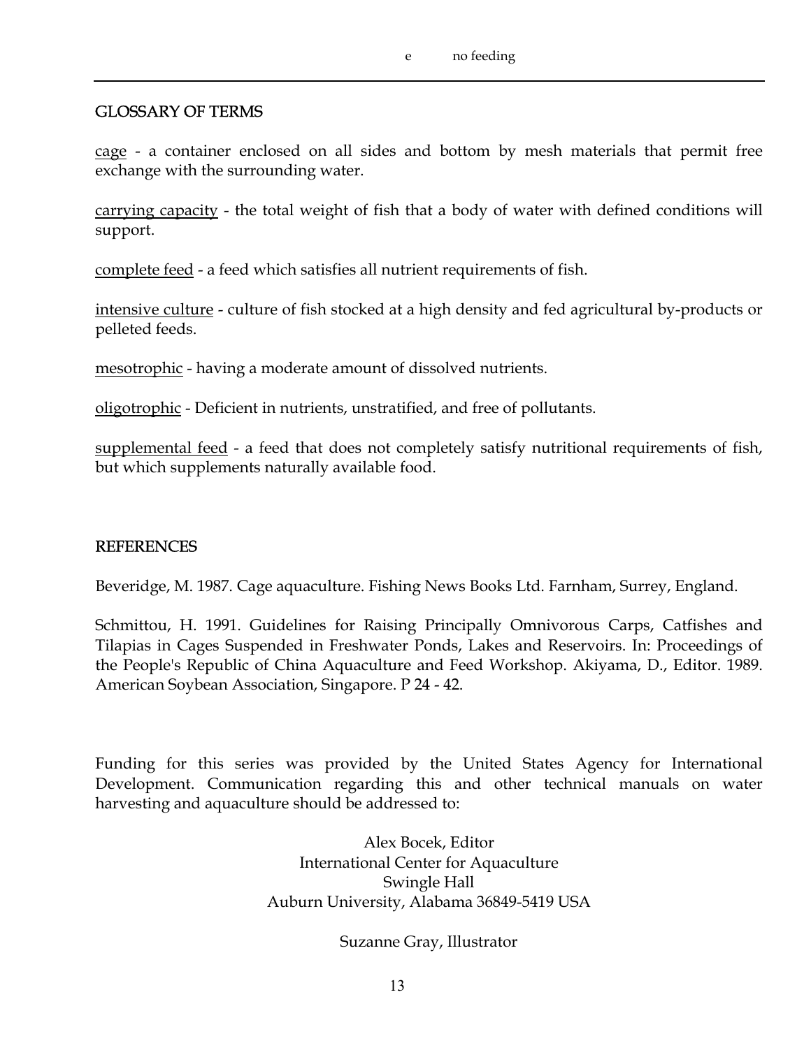e no feeding

---

## GLOSSARY OF TERMS

cage - a container enclosed on all sides and bottom by mesh materials that permit free exchange with the surrounding water.

carrying capacity - the total weight of fish that a body of water with defined conditions will support.

complete feed - a feed which satisfies all nutrient requirements of fish.

intensive culture - culture of fish stocked at a high density and fed agricultural by-products or pelleted feeds.

mesotrophic - having a moderate amount of dissolved nutrients.

oligotrophic - Deficient in nutrients, unstratified, and free of pollutants.

supplemental feed - a feed that does not completely satisfy nutritional requirements of fish, but which supplements naturally available food.

## REFERENCES

Beveridge, M. 1987. Cage aquaculture. Fishing News Books Ltd. Farnham, Surrey, England.

Schmittou, H. 1991. Guidelines for Raising Principally Omnivorous Carps, Catfishes and Tilapias in Cages Suspended in Freshwater Ponds, Lakes and Reservoirs. In: Proceedings of the People's Republic of China Aquaculture and Feed Workshop. Akiyama, D., Editor. 1989. American Soybean Association, Singapore. P 24 - 42.

Funding for this series was provided by the United States Agency for International Development. Communication regarding this and other technical manuals on water harvesting and aquaculture should be addressed to:

Alex Bocek, Editor
International Center for Aquaculture
Swingle Hall
Auburn University, Alabama 36849-5419 USA

Suzanne Gray, Illustrator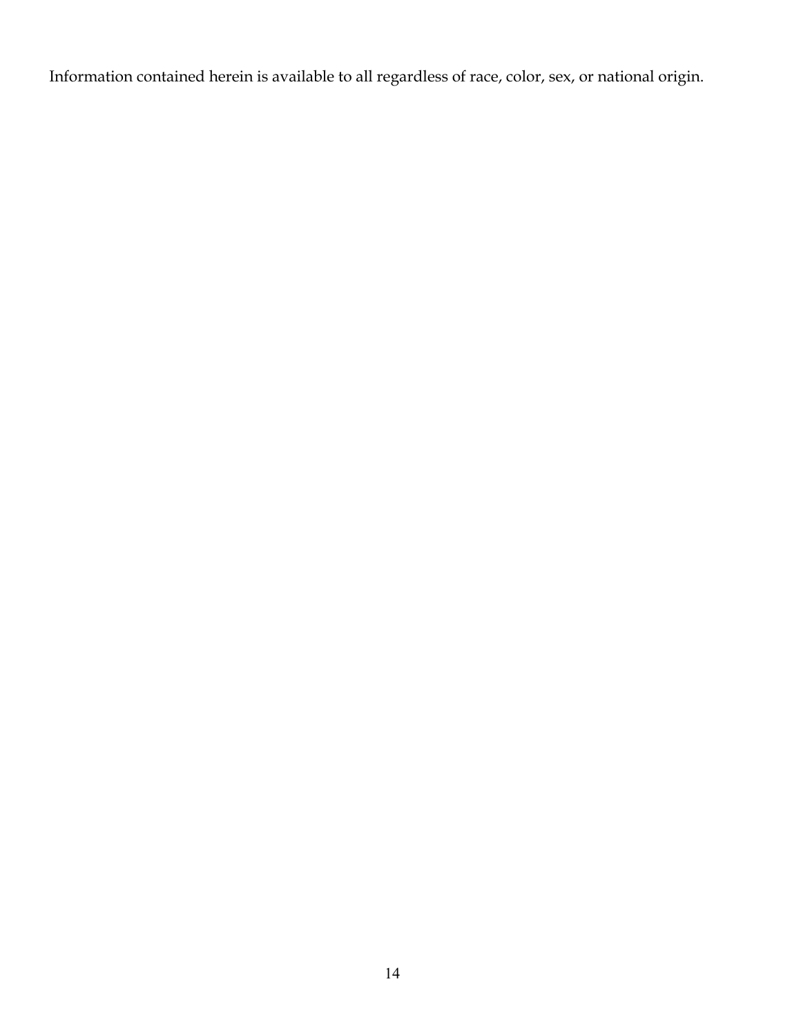Information contained herein is available to all regardless of race, color, sex, or national origin.